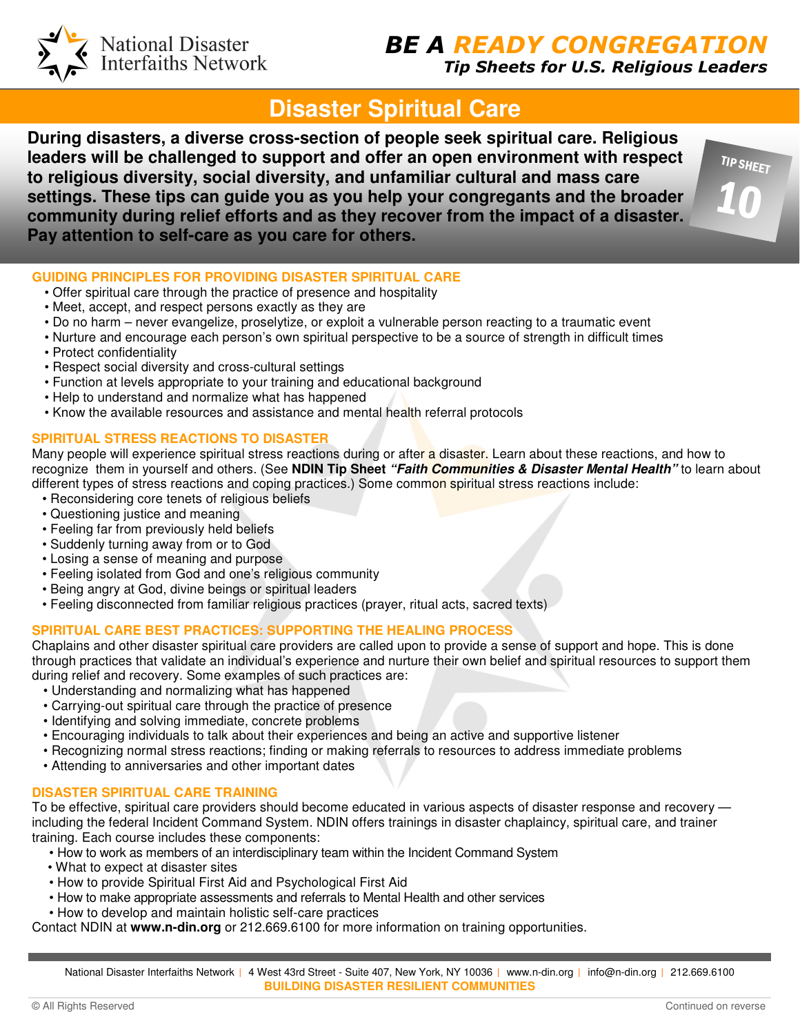National Disaster Interfaiths Network

**BE A READY CONGREGATION**
*Tip Sheets for U.S. Religious Leaders*

# Disaster Spiritual Care

TIP SHEET 10

**During disasters, a diverse cross-section of people seek spiritual care. Religious leaders will be challenged to support and offer an open environment with respect to religious diversity, social diversity, and unfamiliar cultural and mass care settings. These tips can guide you as you help your congregants and the broader community during relief efforts and as they recover from the impact of a disaster. Pay attention to self-care as you care for others.**

## GUIDING PRINCIPLES FOR PROVIDING DISASTER SPIRITUAL CARE

- Offer spiritual care through the practice of presence and hospitality
- Meet, accept, and respect persons exactly as they are
- Do no harm – never evangelize, proselytize, or exploit a vulnerable person reacting to a traumatic event
- Nurture and encourage each person's own spiritual perspective to be a source of strength in difficult times
- Protect confidentiality
- Respect social diversity and cross-cultural settings
- Function at levels appropriate to your training and educational background
- Help to understand and normalize what has happened
- Know the available resources and assistance and mental health referral protocols

## SPIRITUAL STRESS REACTIONS TO DISASTER

Many people will experience spiritual stress reactions during or after a disaster. Learn about these reactions, and how to recognize them in yourself and others. (See **NDIN Tip Sheet *"Faith Communities & Disaster Mental Health"*** to learn about different types of stress reactions and coping practices.) Some common spiritual stress reactions include:

- Reconsidering core tenets of religious beliefs
- Questioning justice and meaning
- Feeling far from previously held beliefs
- Suddenly turning away from or to God
- Losing a sense of meaning and purpose
- Feeling isolated from God and one's religious community
- Being angry at God, divine beings or spiritual leaders
- Feeling disconnected from familiar religious practices (prayer, ritual acts, sacred texts)

## SPIRITUAL CARE BEST PRACTICES: SUPPORTING THE HEALING PROCESS

Chaplains and other disaster spiritual care providers are called upon to provide a sense of support and hope. This is done through practices that validate an individual's experience and nurture their own belief and spiritual resources to support them during relief and recovery. Some examples of such practices are:

- Understanding and normalizing what has happened
- Carrying-out spiritual care through the practice of presence
- Identifying and solving immediate, concrete problems
- Encouraging individuals to talk about their experiences and being an active and supportive listener
- Recognizing normal stress reactions; finding or making referrals to resources to address immediate problems
- Attending to anniversaries and other important dates

## DISASTER SPIRITUAL CARE TRAINING

To be effective, spiritual care providers should become educated in various aspects of disaster response and recovery — including the federal Incident Command System. NDIN offers trainings in disaster chaplaincy, spiritual care, and trainer training. Each course includes these components:

- How to work as members of an interdisciplinary team within the Incident Command System
- What to expect at disaster sites
- How to provide Spiritual First Aid and Psychological First Aid
- How to make appropriate assessments and referrals to Mental Health and other services
- How to develop and maintain holistic self-care practices

Contact NDIN at **www.n-din.org** or 212.669.6100 for more information on training opportunities.

National Disaster Interfaiths Network | 4 West 43rd Street - Suite 407, New York, NY 10036 | www.n-din.org | info@n-din.org | 212.669.6100
**BUILDING DISASTER RESILIENT COMMUNITIES**

© All Rights Reserved

Continued on reverse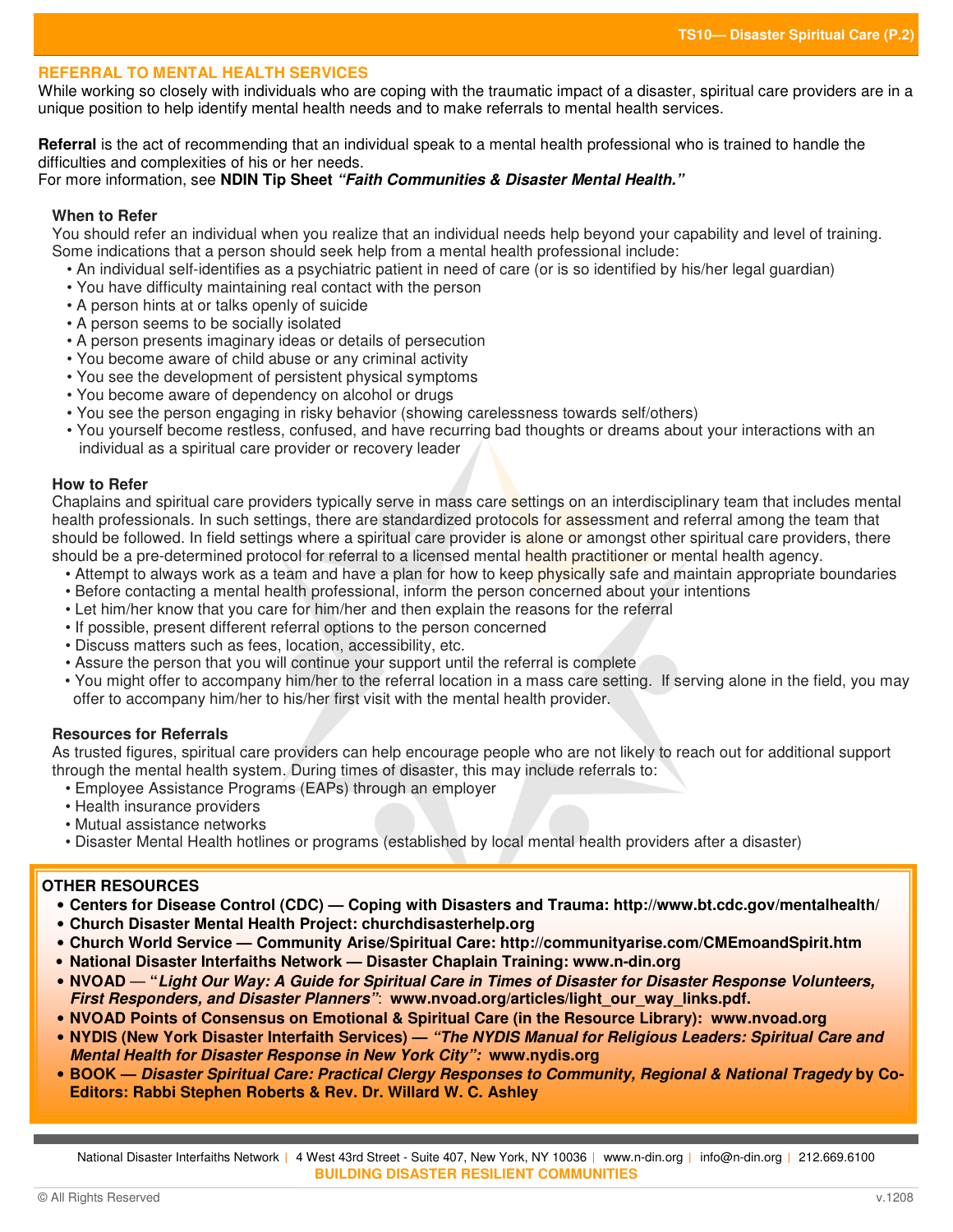## REFERRAL TO MENTAL HEALTH SERVICES

While working so closely with individuals who are coping with the traumatic impact of a disaster, spiritual care providers are in a unique position to help identify mental health needs and to make referrals to mental health services.

**Referral** is the act of recommending that an individual speak to a mental health professional who is trained to handle the difficulties and complexities of his or her needs.
For more information, see **NDIN Tip Sheet *"Faith Communities & Disaster Mental Health."***

### When to Refer

You should refer an individual when you realize that an individual needs help beyond your capability and level of training. Some indications that a person should seek help from a mental health professional include:

- An individual self-identifies as a psychiatric patient in need of care (or is so identified by his/her legal guardian)
- You have difficulty maintaining real contact with the person
- A person hints at or talks openly of suicide
- A person seems to be socially isolated
- A person presents imaginary ideas or details of persecution
- You become aware of child abuse or any criminal activity
- You see the development of persistent physical symptoms
- You become aware of dependency on alcohol or drugs
- You see the person engaging in risky behavior (showing carelessness towards self/others)
- You yourself become restless, confused, and have recurring bad thoughts or dreams about your interactions with an individual as a spiritual care provider or recovery leader

### How to Refer

Chaplains and spiritual care providers typically serve in mass care settings on an interdisciplinary team that includes mental health professionals. In such settings, there are standardized protocols for assessment and referral among the team that should be followed. In field settings where a spiritual care provider is alone or amongst other spiritual care providers, there should be a pre-determined protocol for referral to a licensed mental health practitioner or mental health agency.

- Attempt to always work as a team and have a plan for how to keep physically safe and maintain appropriate boundaries
- Before contacting a mental health professional, inform the person concerned about your intentions
- Let him/her know that you care for him/her and then explain the reasons for the referral
- If possible, present different referral options to the person concerned
- Discuss matters such as fees, location, accessibility, etc.
- Assure the person that you will continue your support until the referral is complete
- You might offer to accompany him/her to the referral location in a mass care setting. If serving alone in the field, you may offer to accompany him/her to his/her first visit with the mental health provider.

### Resources for Referrals

As trusted figures, spiritual care providers can help encourage people who are not likely to reach out for additional support through the mental health system. During times of disaster, this may include referrals to:

- Employee Assistance Programs (EAPs) through an employer
- Health insurance providers
- Mutual assistance networks
- Disaster Mental Health hotlines or programs (established by local mental health providers after a disaster)

### OTHER RESOURCES

- **Centers for Disease Control (CDC) — Coping with Disasters and Trauma: http://www.bt.cdc.gov/mentalhealth/**
- **Church Disaster Mental Health Project: churchdisasterhelp.org**
- **Church World Service — Community Arise/Spiritual Care: http://communityarise.com/CMEmoandSpirit.htm**
- **National Disaster Interfaiths Network — Disaster Chaplain Training: www.n-din.org**
- **NVOAD — "*Light Our Way: A Guide for Spiritual Care in Times of Disaster for Disaster Response Volunteers, First Responders, and Disaster Planners*": www.nvoad.org/articles/light_our_way_links.pdf.**
- **NVOAD Points of Consensus on Emotional & Spiritual Care (in the Resource Library): www.nvoad.org**
- **NYDIS (New York Disaster Interfaith Services) — *"The NYDIS Manual for Religious Leaders: Spiritual Care and Mental Health for Disaster Response in New York City"*: www.nydis.org**
- **BOOK — *Disaster Spiritual Care: Practical Clergy Responses to Community, Regional & National Tragedy* by Co-Editors: Rabbi Stephen Roberts & Rev. Dr. Willard W. C. Ashley**

National Disaster Interfaiths Network | 4 West 43rd Street - Suite 407, New York, NY 10036 | www.n-din.org | info@n-din.org | 212.669.6100
**BUILDING DISASTER RESILIENT COMMUNITIES**